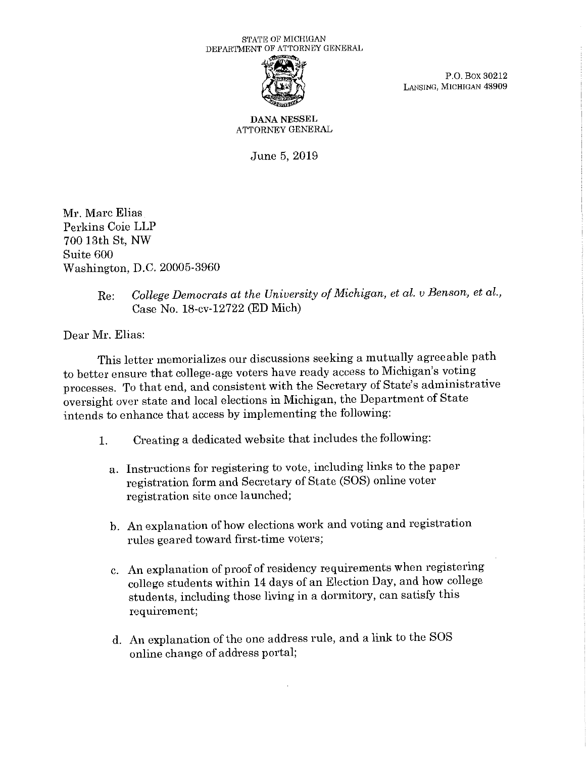STATE OF MICHIGAN
DEPARTMENT OF ATTORNEY GENERAL

P.O. BOX 30212
LANSING, MICHIGAN 48909

**DANA NESSEL**
ATTORNEY GENERAL

June 5, 2019

Mr. Marc Elias
Perkins Coie LLP
700 13th St, NW
Suite 600
Washington, D.C. 20005-3960

Re: *College Democrats at the University of Michigan, et al. v Benson, et al.*, Case No. 18-cv-12722 (ED Mich)

Dear Mr. Elias:

This letter memorializes our discussions seeking a mutually agreeable path to better ensure that college-age voters have ready access to Michigan's voting processes. To that end, and consistent with the Secretary of State's administrative oversight over state and local elections in Michigan, the Department of State intends to enhance that access by implementing the following:

1. Creating a dedicated website that includes the following:

   a. Instructions for registering to vote, including links to the paper registration form and Secretary of State (SOS) online voter registration site once launched;

   b. An explanation of how elections work and voting and registration rules geared toward first-time voters;

   c. An explanation of proof of residency requirements when registering college students within 14 days of an Election Day, and how college students, including those living in a dormitory, can satisfy this requirement;

   d. An explanation of the one address rule, and a link to the SOS online change of address portal;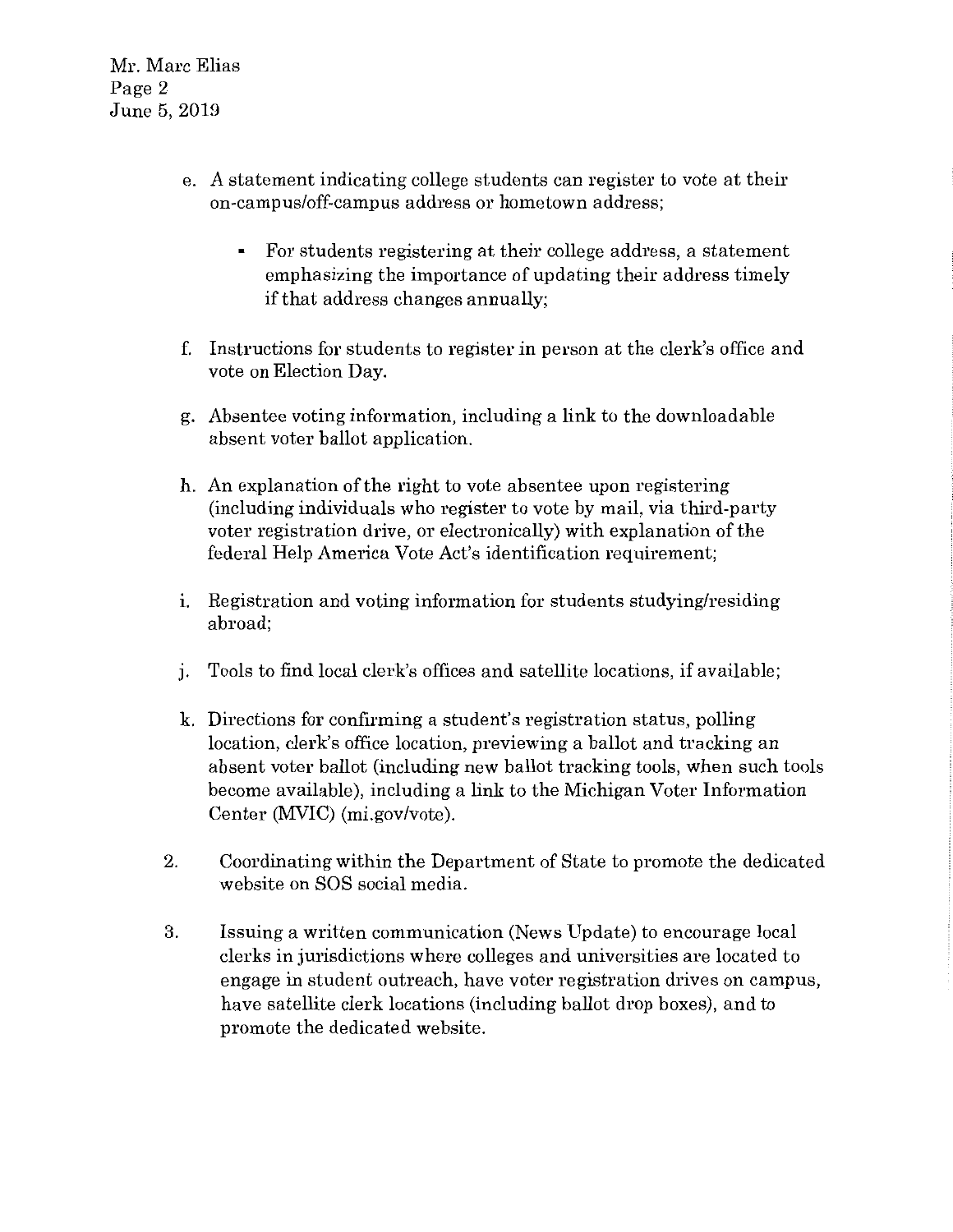e. A statement indicating college students can register to vote at their on-campus/off-campus address or hometown address;

   - For students registering at their college address, a statement emphasizing the importance of updating their address timely if that address changes annually;

f. Instructions for students to register in person at the clerk's office and vote on Election Day.

g. Absentee voting information, including a link to the downloadable absent voter ballot application.

h. An explanation of the right to vote absentee upon registering (including individuals who register to vote by mail, via third-party voter registration drive, or electronically) with explanation of the federal Help America Vote Act's identification requirement;

i. Registration and voting information for students studying/residing abroad;

j. Tools to find local clerk's offices and satellite locations, if available;

k. Directions for confirming a student's registration status, polling location, clerk's office location, previewing a ballot and tracking an absent voter ballot (including new ballot tracking tools, when such tools become available), including a link to the Michigan Voter Information Center (MVIC) (mi.gov/vote).

2. Coordinating within the Department of State to promote the dedicated website on SOS social media.

3. Issuing a written communication (News Update) to encourage local clerks in jurisdictions where colleges and universities are located to engage in student outreach, have voter registration drives on campus, have satellite clerk locations (including ballot drop boxes), and to promote the dedicated website.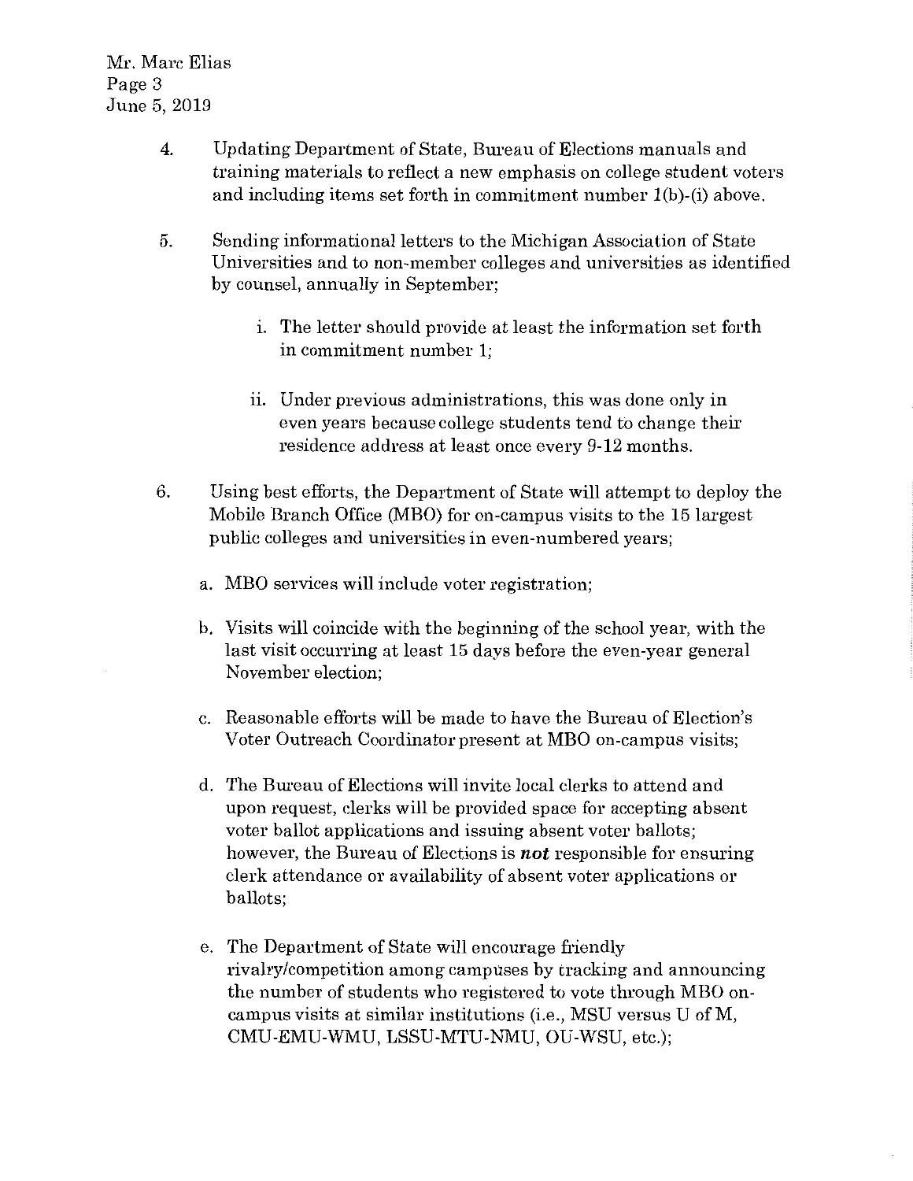4. Updating Department of State, Bureau of Elections manuals and training materials to reflect a new emphasis on college student voters and including items set forth in commitment number 1(b)-(i) above.

5. Sending informational letters to the Michigan Association of State Universities and to non-member colleges and universities as identified by counsel, annually in September;

    i. The letter should provide at least the information set forth in commitment number 1;

    ii. Under previous administrations, this was done only in even years because college students tend to change their residence address at least once every 9-12 months.

6. Using best efforts, the Department of State will attempt to deploy the Mobile Branch Office (MBO) for on-campus visits to the 15 largest public colleges and universities in even-numbered years;

    a. MBO services will include voter registration;

    b. Visits will coincide with the beginning of the school year, with the last visit occurring at least 15 days before the even-year general November election;

    c. Reasonable efforts will be made to have the Bureau of Election's Voter Outreach Coordinator present at MBO on-campus visits;

    d. The Bureau of Elections will invite local clerks to attend and upon request, clerks will be provided space for accepting absent voter ballot applications and issuing absent voter ballots; however, the Bureau of Elections is ***not*** responsible for ensuring clerk attendance or availability of absent voter applications or ballots;

    e. The Department of State will encourage friendly rivalry/competition among campuses by tracking and announcing the number of students who registered to vote through MBO on-campus visits at similar institutions (i.e., MSU versus U of M, CMU-EMU-WMU, LSSU-MTU-NMU, OU-WSU, etc.);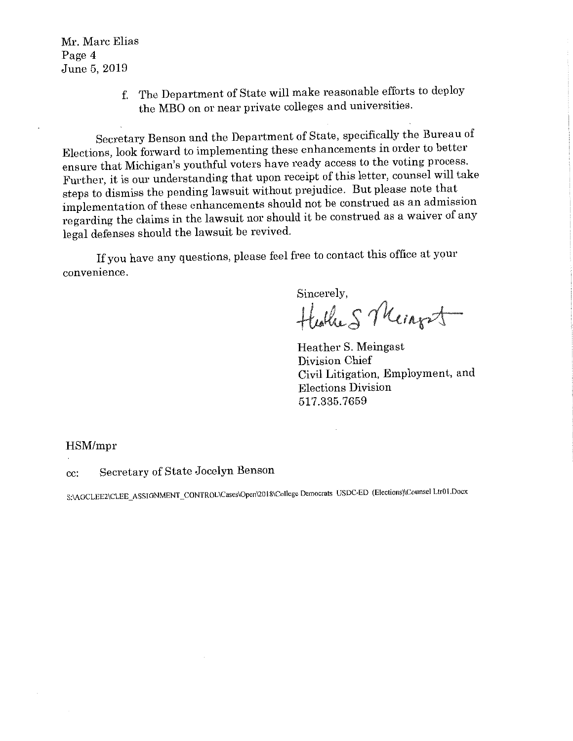f. The Department of State will make reasonable efforts to deploy the MBO on or near private colleges and universities.

Secretary Benson and the Department of State, specifically the Bureau of Elections, look forward to implementing these enhancements in order to better ensure that Michigan's youthful voters have ready access to the voting process. Further, it is our understanding that upon receipt of this letter, counsel will take steps to dismiss the pending lawsuit without prejudice. But please note that implementation of these enhancements should not be construed as an admission regarding the claims in the lawsuit nor should it be construed as a waiver of any legal defenses should the lawsuit be revived.

If you have any questions, please feel free to contact this office at your convenience.

Sincerely,

Heather S. Meingast

Heather S. Meingast
Division Chief
Civil Litigation, Employment, and Elections Division
517.335.7659

HSM/mpr

cc: Secretary of State Jocelyn Benson

S:\AGCLEE2\CLEE_ASSIGNMENT_CONTROL\Cases\Open\2018\College Democrats USDC-ED (Elections)\Counsel Ltr01.Docx